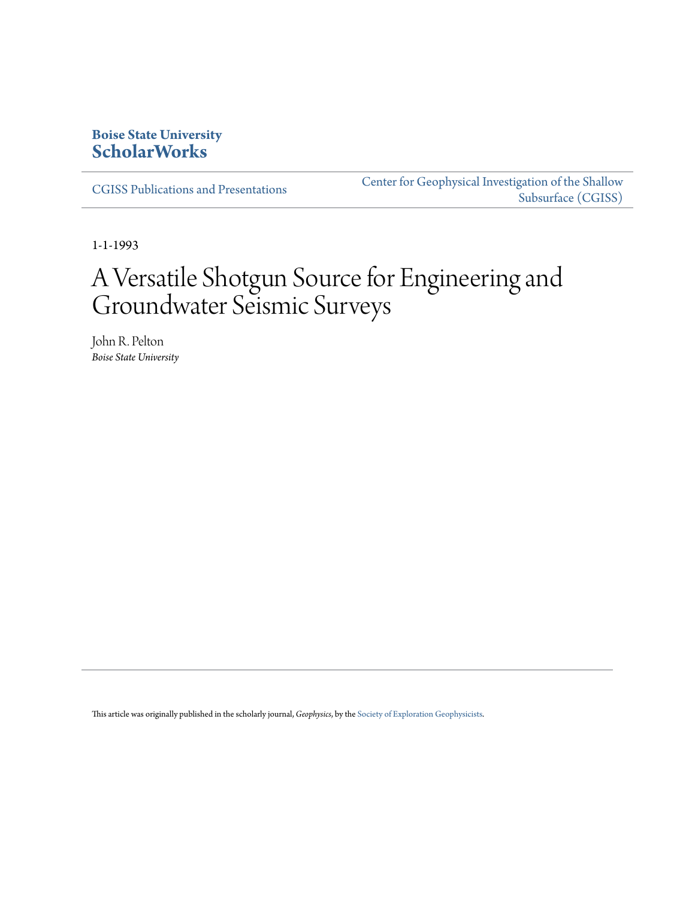**Boise State University**
**ScholarWorks**

CGISS Publications and Presentations

Center for Geophysical Investigation of the Shallow Subsurface (CGISS)

1-1-1993

# A Versatile Shotgun Source for Engineering and Groundwater Seismic Surveys

John R. Pelton
*Boise State University*

This article was originally published in the scholarly journal, *Geophysics*, by the Society of Exploration Geophysicists.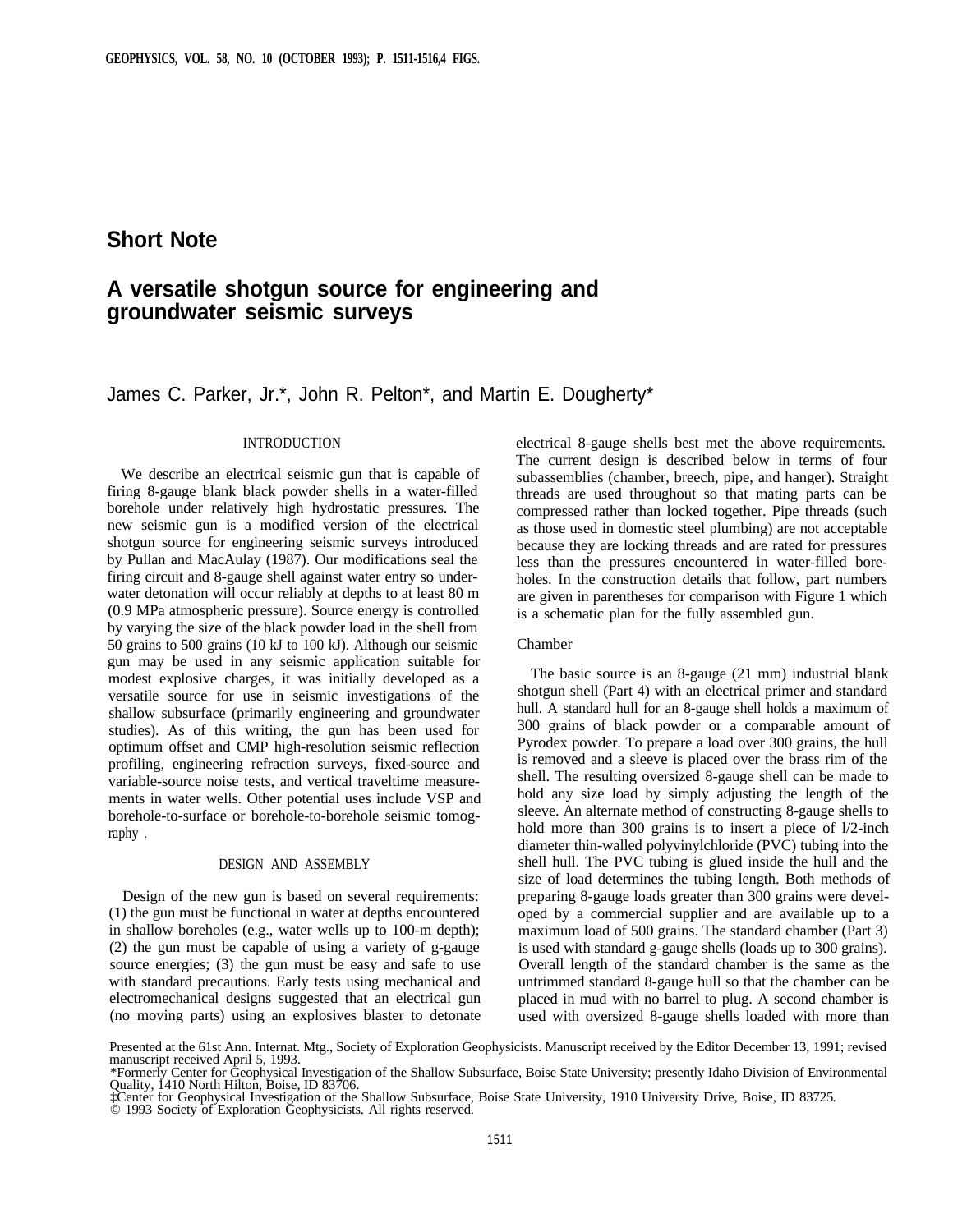## Short Note

# A versatile shotgun source for engineering and groundwater seismic surveys

James C. Parker, Jr.*, John R. Pelton*, and Martin E. Dougherty*

### INTRODUCTION

We describe an electrical seismic gun that is capable of firing 8-gauge blank black powder shells in a water-filled borehole under relatively high hydrostatic pressures. The new seismic gun is a modified version of the electrical shotgun source for engineering seismic surveys introduced by Pullan and MacAulay (1987). Our modifications seal the firing circuit and 8-gauge shell against water entry so underwater detonation will occur reliably at depths to at least 80 m (0.9 MPa atmospheric pressure). Source energy is controlled by varying the size of the black powder load in the shell from 50 grains to 500 grains (10 kJ to 100 kJ). Although our seismic gun may be used in any seismic application suitable for modest explosive charges, it was initially developed as a versatile source for use in seismic investigations of the shallow subsurface (primarily engineering and groundwater studies). As of this writing, the gun has been used for optimum offset and CMP high-resolution seismic reflection profiling, engineering refraction surveys, fixed-source and variable-source noise tests, and vertical traveltime measurements in water wells. Other potential uses include VSP and borehole-to-surface or borehole-to-borehole seismic tomography .

### DESIGN AND ASSEMBLY

Design of the new gun is based on several requirements: (1) the gun must be functional in water at depths encountered in shallow boreholes (e.g., water wells up to 100-m depth); (2) the gun must be capable of using a variety of g-gauge source energies; (3) the gun must be easy and safe to use with standard precautions. Early tests using mechanical and electromechanical designs suggested that an electrical gun (no moving parts) using an explosives blaster to detonate electrical 8-gauge shells best met the above requirements. The current design is described below in terms of four subassemblies (chamber, breech, pipe, and hanger). Straight threads are used throughout so that mating parts can be compressed rather than locked together. Pipe threads (such as those used in domestic steel plumbing) are not acceptable because they are locking threads and are rated for pressures less than the pressures encountered in water-filled boreholes. In the construction details that follow, part numbers are given in parentheses for comparison with Figure 1 which is a schematic plan for the fully assembled gun.

### Chamber

The basic source is an 8-gauge (21 mm) industrial blank shotgun shell (Part 4) with an electrical primer and standard hull. A standard hull for an 8-gauge shell holds a maximum of 300 grains of black powder or a comparable amount of Pyrodex powder. To prepare a load over 300 grains, the hull is removed and a sleeve is placed over the brass rim of the shell. The resulting oversized 8-gauge shell can be made to hold any size load by simply adjusting the length of the sleeve. An alternate method of constructing 8-gauge shells to hold more than 300 grains is to insert a piece of l/2-inch diameter thin-walled polyvinylchloride (PVC) tubing into the shell hull. The PVC tubing is glued inside the hull and the size of load determines the tubing length. Both methods of preparing 8-gauge loads greater than 300 grains were developed by a commercial supplier and are available up to a maximum load of 500 grains. The standard chamber (Part 3) is used with standard g-gauge shells (loads up to 300 grains). Overall length of the standard chamber is the same as the untrimmed standard 8-gauge hull so that the chamber can be placed in mud with no barrel to plug. A second chamber is used with oversized 8-gauge shells loaded with more than

Presented at the 61st Ann. Internat. Mtg., Society of Exploration Geophysicists. Manuscript received by the Editor December 13, 1991; revised manuscript received April 5, 1993.
*Formerly Center for Geophysical Investigation of the Shallow Subsurface, Boise State University; presently Idaho Division of Environmental Quality, 1410 North Hilton, Boise, ID 83706.
‡Center for Geophysical Investigation of the Shallow Subsurface, Boise State University, 1910 University Drive, Boise, ID 83725.
© 1993 Society of Exploration Geophysicists. All rights reserved.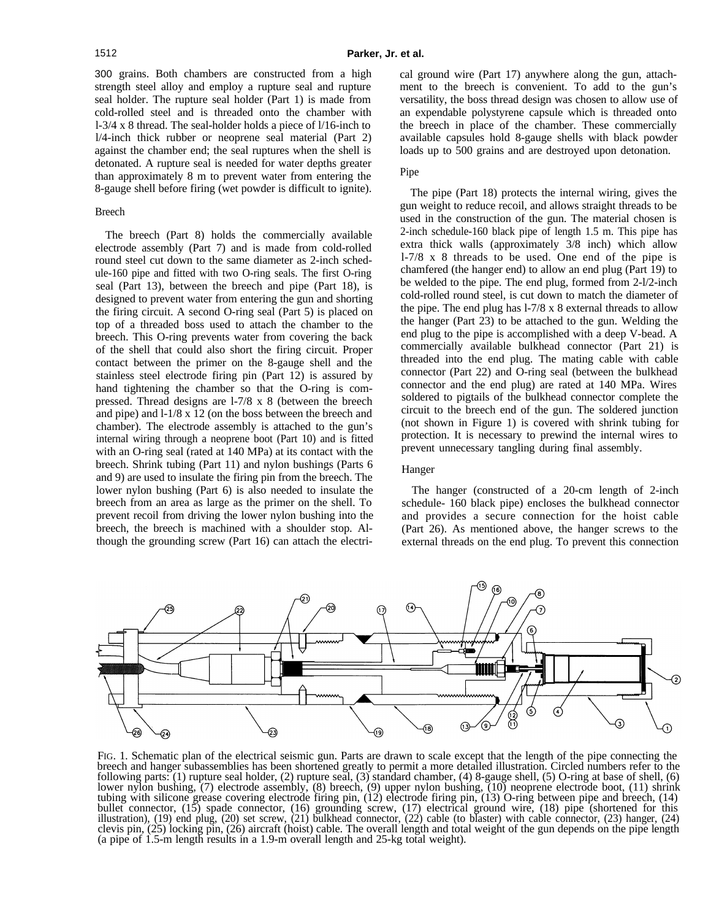300 grains. Both chambers are constructed from a high strength steel alloy and employ a rupture seal and rupture seal holder. The rupture seal holder (Part 1) is made from cold-rolled steel and is threaded onto the chamber with l-3/4 x 8 thread. The seal-holder holds a piece of l/16-inch to l/4-inch thick rubber or neoprene seal material (Part 2) against the chamber end; the seal ruptures when the shell is detonated. A rupture seal is needed for water depths greater than approximately 8 m to prevent water from entering the 8-gauge shell before firing (wet powder is difficult to ignite).

### Breech

The breech (Part 8) holds the commercially available electrode assembly (Part 7) and is made from cold-rolled round steel cut down to the same diameter as 2-inch schedule-160 pipe and fitted with two O-ring seals. The first O-ring seal (Part 13), between the breech and pipe (Part 18), is designed to prevent water from entering the gun and shorting the firing circuit. A second O-ring seal (Part 5) is placed on top of a threaded boss used to attach the chamber to the breech. This O-ring prevents water from covering the back of the shell that could also short the firing circuit. Proper contact between the primer on the 8-gauge shell and the stainless steel electrode firing pin (Part 12) is assured by hand tightening the chamber so that the O-ring is compressed. Thread designs are l-7/8 x 8 (between the breech and pipe) and l-1/8 x 12 (on the boss between the breech and chamber). The electrode assembly is attached to the gun's internal wiring through a neoprene boot (Part 10) and is fitted with an O-ring seal (rated at 140 MPa) at its contact with the breech. Shrink tubing (Part 11) and nylon bushings (Parts 6 and 9) are used to insulate the firing pin from the breech. The lower nylon bushing (Part 6) is also needed to insulate the breech from an area as large as the primer on the shell. To prevent recoil from driving the lower nylon bushing into the breech, the breech is machined with a shoulder stop. Although the grounding screw (Part 16) can attach the electrical ground wire (Part 17) anywhere along the gun, attachment to the breech is convenient. To add to the gun's versatility, the boss thread design was chosen to allow use of an expendable polystyrene capsule which is threaded onto the breech in place of the chamber. These commercially available capsules hold 8-gauge shells with black powder loads up to 500 grains and are destroyed upon detonation.

### Pipe

The pipe (Part 18) protects the internal wiring, gives the gun weight to reduce recoil, and allows straight threads to be used in the construction of the gun. The material chosen is 2-inch schedule-160 black pipe of length 1.5 m. This pipe has extra thick walls (approximately 3/8 inch) which allow l-7/8 x 8 threads to be used. One end of the pipe is chamfered (the hanger end) to allow an end plug (Part 19) to be welded to the pipe. The end plug, formed from 2-l/2-inch cold-rolled round steel, is cut down to match the diameter of the pipe. The end plug has l-7/8 x 8 external threads to allow the hanger (Part 23) to be attached to the gun. Welding the end plug to the pipe is accomplished with a deep V-bead. A commercially available bulkhead connector (Part 21) is threaded into the end plug. The mating cable with cable connector (Part 22) and O-ring seal (between the bulkhead connector and the end plug) are rated at 140 MPa. Wires soldered to pigtails of the bulkhead connector complete the circuit to the breech end of the gun. The soldered junction (not shown in Figure 1) is covered with shrink tubing for protection. It is necessary to prewind the internal wires to prevent unnecessary tangling during final assembly.

### Hanger

The hanger (constructed of a 20-cm length of 2-inch schedule- 160 black pipe) encloses the bulkhead connector and provides a secure connection for the hoist cable (Part 26). As mentioned above, the hanger screws to the external threads on the end plug. To prevent this connection

FIG. 1. Schematic plan of the electrical seismic gun. Parts are drawn to scale except that the length of the pipe connecting the breech and hanger subassemblies has been shortened greatly to permit a more detailed illustration. Circled numbers refer to the following parts: (1) rupture seal holder, (2) rupture seal, (3) standard chamber, (4) 8-gauge shell, (5) O-ring at base of shell, (6) lower nylon bushing, (7) electrode assembly, (8) breech, (9) upper nylon bushing, (10) neoprene electrode boot, (11) shrink tubing with silicone grease covering electrode firing pin, (12) electrode firing pin, (13) O-ring between pipe and breech, (14) bullet connector, (15) spade connector, (16) grounding screw, (17) electrical ground wire, (18) pipe (shortened for this illustration), (19) end plug, (20) set screw, (21) bulkhead connector, (22) cable (to blaster) with cable connector, (23) hanger, (24) clevis pin, (25) locking pin, (26) aircraft (hoist) cable. The overall length and total weight of the gun depends on the pipe length (a pipe of 1.5-m length results in a 1.9-m overall length and 25-kg total weight).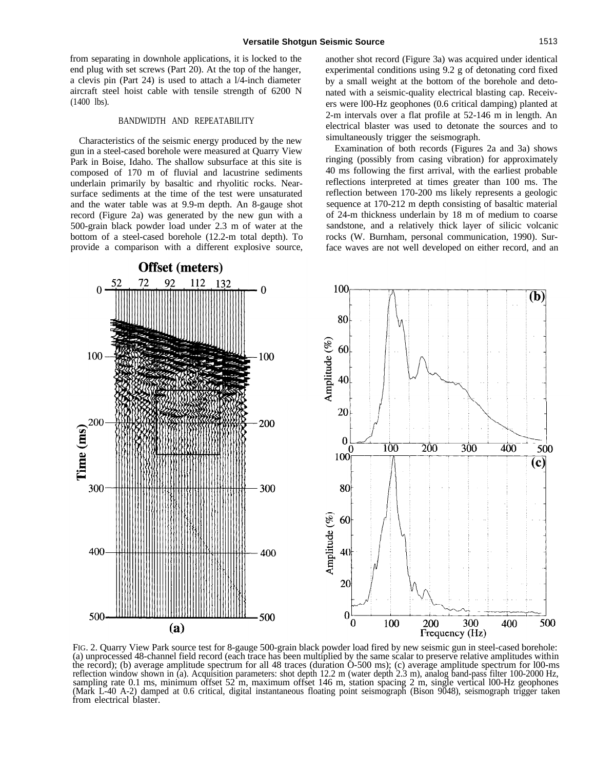from separating in downhole applications, it is locked to the end plug with set screws (Part 20). At the top of the hanger, a clevis pin (Part 24) is used to attach a 1/4-inch diameter aircraft steel hoist cable with tensile strength of 6200 N (1400 lbs).

## BANDWIDTH AND REPEATABILITY

Characteristics of the seismic energy produced by the new gun in a steel-cased borehole were measured at Quarry View Park in Boise, Idaho. The shallow subsurface at this site is composed of 170 m of fluvial and lacustrine sediments underlain primarily by basaltic and rhyolitic rocks. Near-surface sediments at the time of the test were unsaturated and the water table was at 9.9-m depth. An 8-gauge shot record (Figure 2a) was generated by the new gun with a 500-grain black powder load under 2.3 m of water at the bottom of a steel-cased borehole (12.2-m total depth). To provide a comparison with a different explosive source, another shot record (Figure 3a) was acquired under identical experimental conditions using 9.2 g of detonating cord fixed by a small weight at the bottom of the borehole and detonated with a seismic-quality electrical blasting cap. Receivers were 100-Hz geophones (0.6 critical damping) planted at 2-m intervals over a flat profile at 52-146 m in length. An electrical blaster was used to detonate the sources and to simultaneously trigger the seismograph.

Examination of both records (Figures 2a and 3a) shows ringing (possibly from casing vibration) for approximately 40 ms following the first arrival, with the earliest probable reflections interpreted at times greater than 100 ms. The reflection between 170-200 ms likely represents a geologic sequence at 170-212 m depth consisting of basaltic material of 24-m thickness underlain by 18 m of medium to coarse sandstone, and a relatively thick layer of silicic volcanic rocks (W. Burnham, personal communication, 1990). Surface waves are not well developed on either record, and an

FIG. 2. Quarry View Park source test for 8-gauge 500-grain black powder load fired by new seismic gun in steel-cased borehole: (a) unprocessed 48-channel field record (each trace has been multiplied by the same scalar to preserve relative amplitudes within the record); (b) average amplitude spectrum for all 48 traces (duration 0-500 ms); (c) average amplitude spectrum for 100-ms reflection window shown in (a). Acquisition parameters: shot depth 12.2 m (water depth 2.3 m), analog band-pass filter 100-2000 Hz, sampling rate 0.1 ms, minimum offset 52 m, maximum offset 146 m, station spacing 2 m, single vertical 100-Hz geophones (Mark L-40 A-2) damped at 0.6 critical, digital instantaneous floating point seismograph (Bison 9048), seismograph trigger taken from electrical blaster.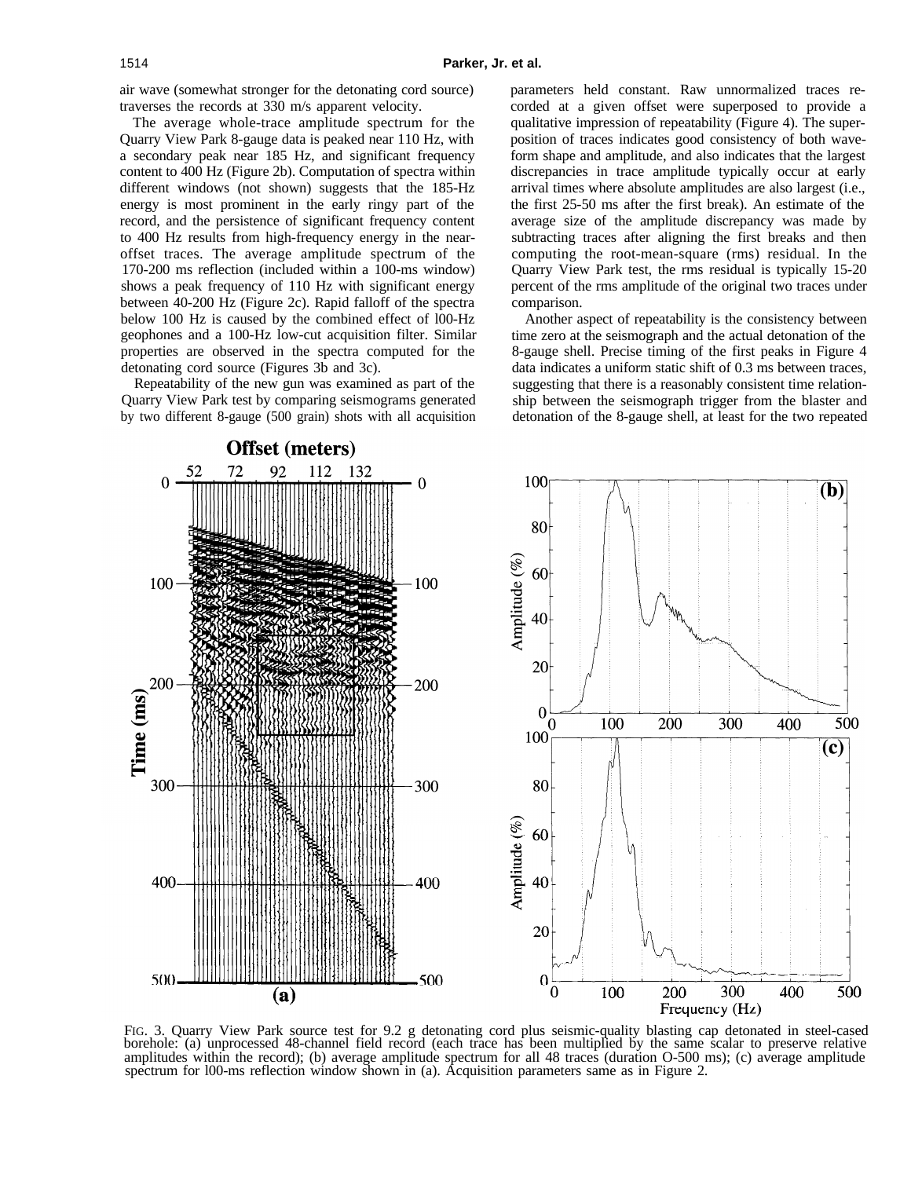air wave (somewhat stronger for the detonating cord source) traverses the records at 330 m/s apparent velocity.

The average whole-trace amplitude spectrum for the Quarry View Park 8-gauge data is peaked near 110 Hz, with a secondary peak near 185 Hz, and significant frequency content to 400 Hz (Figure 2b). Computation of spectra within different windows (not shown) suggests that the 185-Hz energy is most prominent in the early ringy part of the record, and the persistence of significant frequency content to 400 Hz results from high-frequency energy in the near-offset traces. The average amplitude spectrum of the 170-200 ms reflection (included within a 100-ms window) shows a peak frequency of 110 Hz with significant energy between 40-200 Hz (Figure 2c). Rapid falloff of the spectra below 100 Hz is caused by the combined effect of 100-Hz geophones and a 100-Hz low-cut acquisition filter. Similar properties are observed in the spectra computed for the detonating cord source (Figures 3b and 3c).

Repeatability of the new gun was examined as part of the Quarry View Park test by comparing seismograms generated by two different 8-gauge (500 grain) shots with all acquisition parameters held constant. Raw unnormalized traces recorded at a given offset were superposed to provide a qualitative impression of repeatability (Figure 4). The superposition of traces indicates good consistency of both waveform shape and amplitude, and also indicates that the largest discrepancies in trace amplitude typically occur at early arrival times where absolute amplitudes are also largest (i.e., the first 25-50 ms after the first break). An estimate of the average size of the amplitude discrepancy was made by subtracting traces after aligning the first breaks and then computing the root-mean-square (rms) residual. In the Quarry View Park test, the rms residual is typically 15-20 percent of the rms amplitude of the original two traces under comparison.

Another aspect of repeatability is the consistency between time zero at the seismograph and the actual detonation of the 8-gauge shell. Precise timing of the first peaks in Figure 4 data indicates a uniform static shift of 0.3 ms between traces, suggesting that there is a reasonably consistent time relationship between the seismograph trigger from the blaster and detonation of the 8-gauge shell, at least for the two repeated

FIG. 3. Quarry View Park source test for 9.2 g detonating cord plus seismic-quality blasting cap detonated in steel-cased borehole: (a) unprocessed 48-channel field record (each trace has been multiplied by the same scalar to preserve relative amplitudes within the record); (b) average amplitude spectrum for all 48 traces (duration 0-500 ms); (c) average amplitude spectrum for 100-ms reflection window shown in (a). Acquisition parameters same as in Figure 2.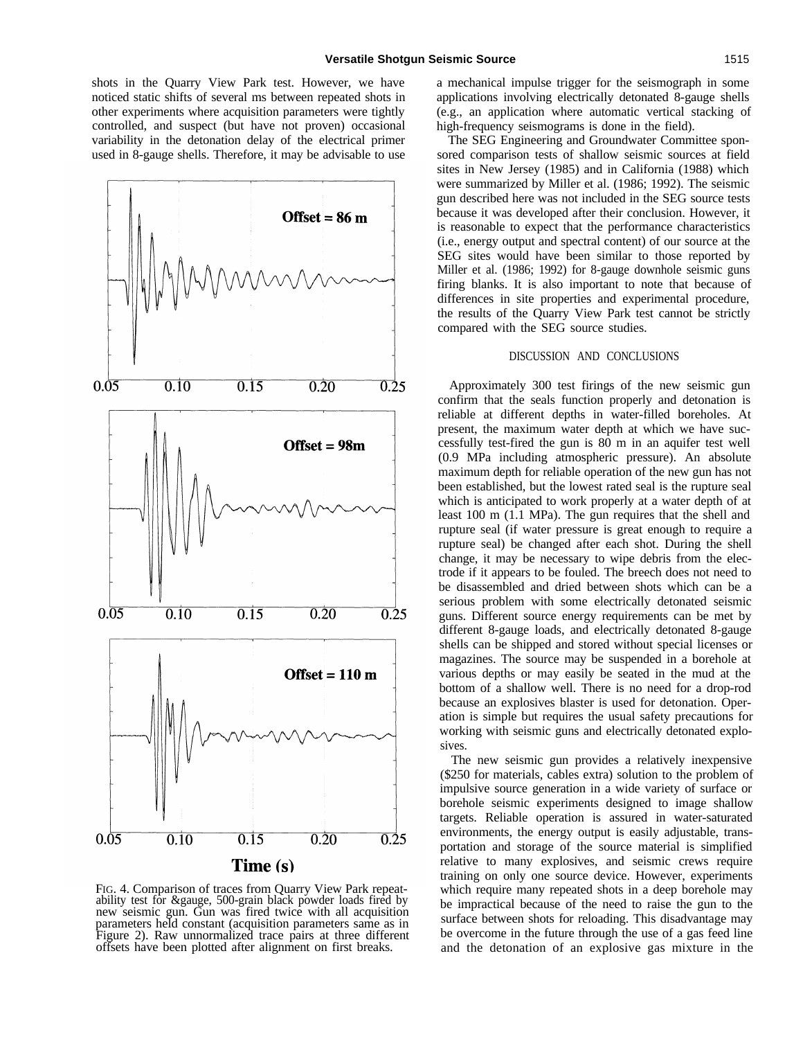shots in the Quarry View Park test. However, we have noticed static shifts of several ms between repeated shots in other experiments where acquisition parameters were tightly controlled, and suspect (but have not proven) occasional variability in the detonation delay of the electrical primer used in 8-gauge shells. Therefore, it may be advisable to use a mechanical impulse trigger for the seismograph in some applications involving electrically detonated 8-gauge shells (e.g., an application where automatic vertical stacking of high-frequency seismograms is done in the field).

FIG. 4. Comparison of traces from Quarry View Park repeatability test for &gauge, 500-grain black powder loads fired by new seismic gun. Gun was fired twice with all acquisition parameters held constant (acquisition parameters same as in Figure 2). Raw unnormalized trace pairs at three different offsets have been plotted after alignment on first breaks.

The SEG Engineering and Groundwater Committee sponsored comparison tests of shallow seismic sources at field sites in New Jersey (1985) and in California (1988) which were summarized by Miller et al. (1986; 1992). The seismic gun described here was not included in the SEG source tests because it was developed after their conclusion. However, it is reasonable to expect that the performance characteristics (i.e., energy output and spectral content) of our source at the SEG sites would have been similar to those reported by Miller et al. (1986; 1992) for 8-gauge downhole seismic guns firing blanks. It is also important to note that because of differences in site properties and experimental procedure, the results of the Quarry View Park test cannot be strictly compared with the SEG source studies.

## DISCUSSION AND CONCLUSIONS

Approximately 300 test firings of the new seismic gun confirm that the seals function properly and detonation is reliable at different depths in water-filled boreholes. At present, the maximum water depth at which we have successfully test-fired the gun is 80 m in an aquifer test well (0.9 MPa including atmospheric pressure). An absolute maximum depth for reliable operation of the new gun has not been established, but the lowest rated seal is the rupture seal which is anticipated to work properly at a water depth of at least 100 m (1.1 MPa). The gun requires that the shell and rupture seal (if water pressure is great enough to require a rupture seal) be changed after each shot. During the shell change, it may be necessary to wipe debris from the electrode if it appears to be fouled. The breech does not need to be disassembled and dried between shots which can be a serious problem with some electrically detonated seismic guns. Different source energy requirements can be met by different 8-gauge loads, and electrically detonated 8-gauge shells can be shipped and stored without special licenses or magazines. The source may be suspended in a borehole at various depths or may easily be seated in the mud at the bottom of a shallow well. There is no need for a drop-rod because an explosives blaster is used for detonation. Operation is simple but requires the usual safety precautions for working with seismic guns and electrically detonated explosives.

The new seismic gun provides a relatively inexpensive ($250 for materials, cables extra) solution to the problem of impulsive source generation in a wide variety of surface or borehole seismic experiments designed to image shallow targets. Reliable operation is assured in water-saturated environments, the energy output is easily adjustable, transportation and storage of the source material is simplified relative to many explosives, and seismic crews require training on only one source device. However, experiments which require many repeated shots in a deep borehole may be impractical because of the need to raise the gun to the surface between shots for reloading. This disadvantage may be overcome in the future through the use of a gas feed line and the detonation of an explosive gas mixture in the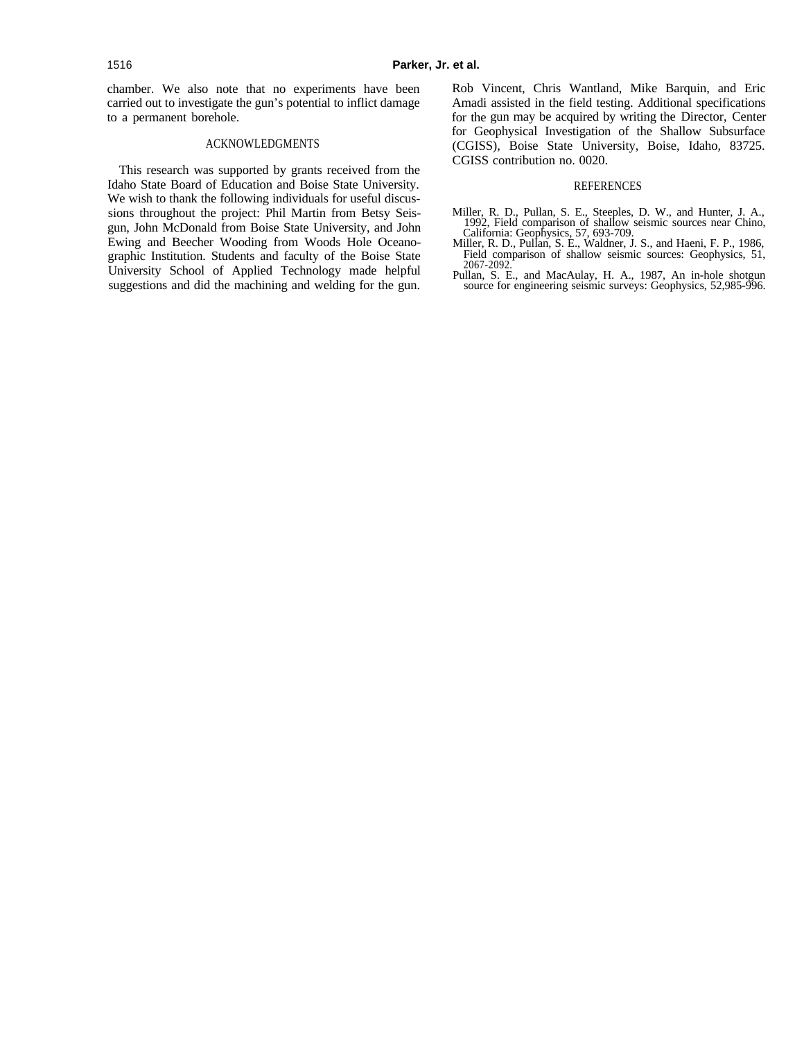chamber. We also note that no experiments have been carried out to investigate the gun's potential to inflict damage to a permanent borehole.

## ACKNOWLEDGMENTS

This research was supported by grants received from the Idaho State Board of Education and Boise State University. We wish to thank the following individuals for useful discussions throughout the project: Phil Martin from Betsy Seisgun, John McDonald from Boise State University, and John Ewing and Beecher Wooding from Woods Hole Oceanographic Institution. Students and faculty of the Boise State University School of Applied Technology made helpful suggestions and did the machining and welding for the gun. Rob Vincent, Chris Wantland, Mike Barquin, and Eric Amadi assisted in the field testing. Additional specifications for the gun may be acquired by writing the Director, Center for Geophysical Investigation of the Shallow Subsurface (CGISS), Boise State University, Boise, Idaho, 83725. CGISS contribution no. 0020.

## REFERENCES

Miller, R. D., Pullan, S. E., Steeples, D. W., and Hunter, J. A., 1992, Field comparison of shallow seismic sources near Chino, California: Geophysics, 57, 693-709.

Miller, R. D., Pullan, S. E., Waldner, J. S., and Haeni, F. P., 1986, Field comparison of shallow seismic sources: Geophysics, 51, 2067-2092.

Pullan, S. E., and MacAulay, H. A., 1987, An in-hole shotgun source for engineering seismic surveys: Geophysics, 52,985-996.